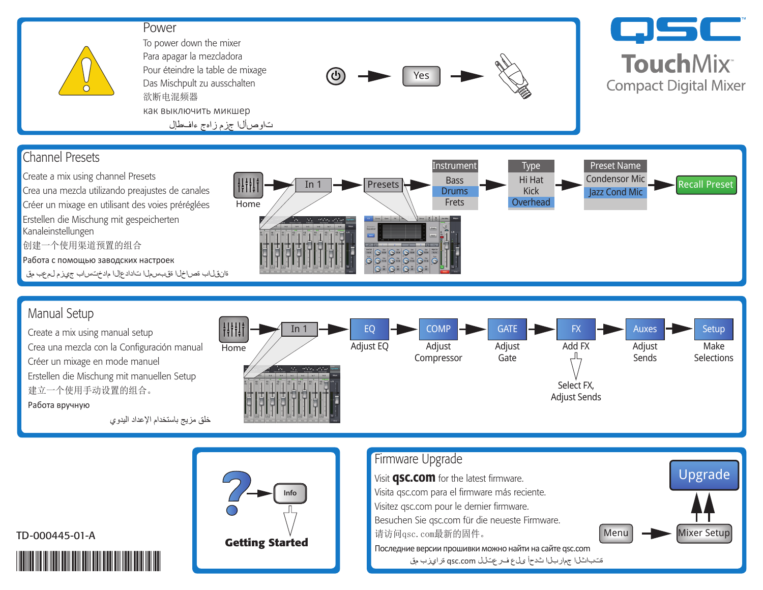# QSC TouchMix™ Compact Digital Mixer

## Power

To power down the mixer
Para apagar la mezcladora
Pour éteindre la table de mixage
Das Mischpult zu ausschalten
欲断电混频器
как выключить микшер
لإطفاء جهاز مزج الأصوات

⏻ → Yes →

## Channel Presets

Create a mix using channel Presets
Crea una mezcla utilizando preajustes de canales
Créer un mixage en utilisant des voies préréglées
Erstellen die Mischung mit gespeicherten Kanaleinstellungen
创建一个使用渠道预置的组合
Работа с помощью заводских настроек
قم بعمل مزيج باستخدام الإعدادات المسبقة الخاصة بالقناة

Home → In 1 → Presets → Instrument (Bass, **Drums**, Frets) → Type (Hi Hat, Kick, **Overhead**) → Preset Name (Condensor Mic, **Jazz Cond Mic**) → Recall Preset

## Manual Setup

Create a mix using manual setup
Crea una mezcla con la Configuración manual
Créer un mixage en mode manuel
Erstellen die Mischung mit manuellen Setup
建立一个使用手动设置的组合。
Работа вручную
خلق مزيج باستخدام الإعداد اليدوي

Home → In 1 → EQ (Adjust EQ) → COMP (Adjust Compressor) → GATE (Adjust Gate) → FX (Add FX → Select FX, Adjust Sends) → Auxes (Adjust Sends) → Setup (Make Selections)

? → Info → **Getting Started**

## Firmware Upgrade

Visit **qsc.com** for the latest firmware.
Visita qsc.com para el firmware más reciente.
Visitez qsc.com pour le dernier firmware.
Besuchen Sie qsc.com für die neueste Firmware.
请访问qsc.com最新的固件。
Последние версии прошивки можно найти на сайте qsc.com
قم بزيارة qsc.com للتعرف على أحدث البرامج الثابتة

Menu → Mixer Setup → Upgrade

TD-000445-01-A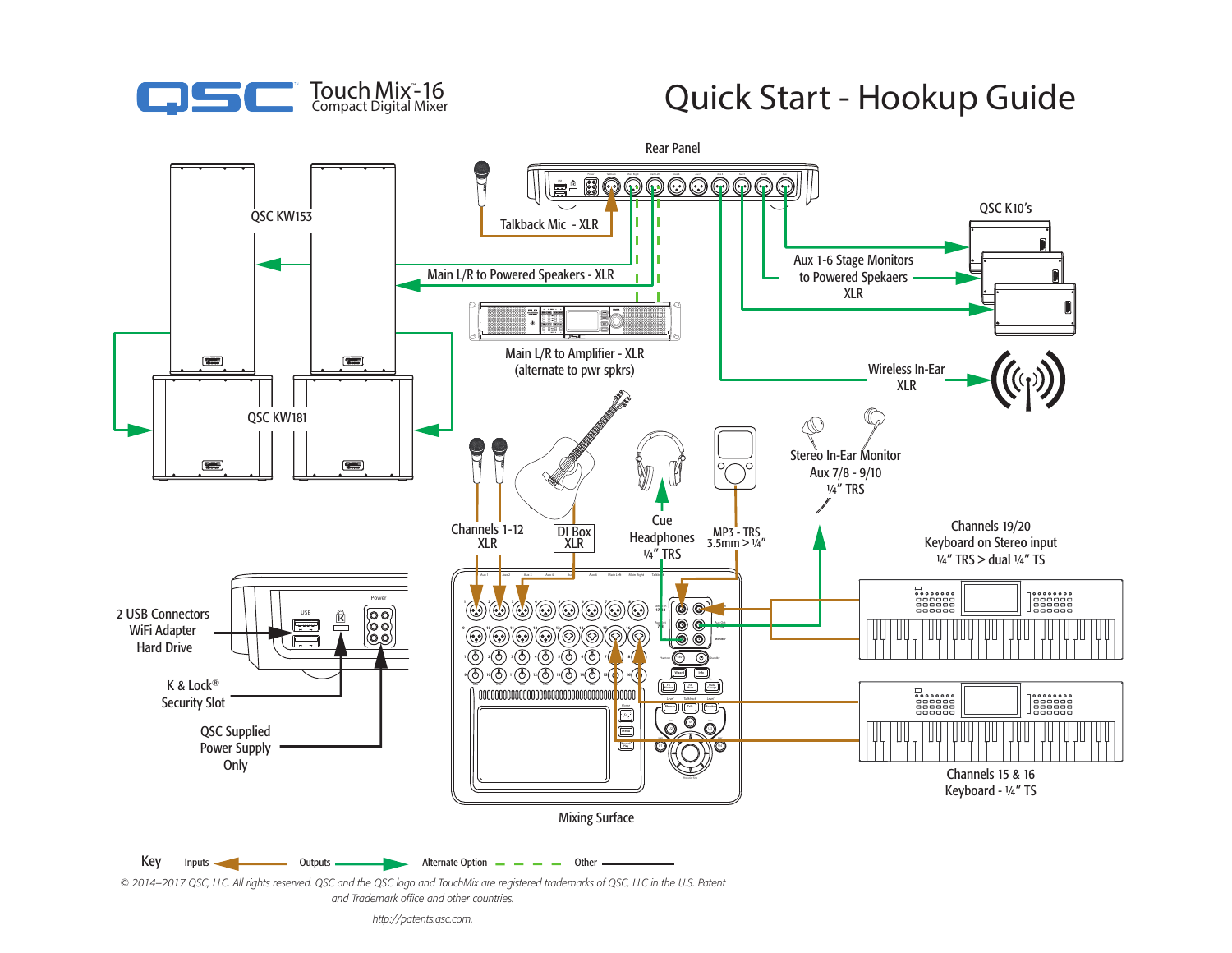# QSC Touch Mix™-16 Compact Digital Mixer

# Quick Start - Hookup Guide

Rear Panel

QSC KW153

Talkback Mic - XLR

Main L/R to Powered Speakers - XLR

QSC K10's

Aux 1-6 Stage Monitors to Powered Spekaers XLR

Main L/R to Amplifier - XLR (alternate to pwr spkrs)

Wireless In-Ear XLR

QSC KW181

Stereo In-Ear Monitor Aux 7/8 - 9/10 ¼" TRS

Channels 1-12 XLR

DI Box XLR

Cue Headphones ¼" TRS

MP3 - TRS 3.5mm > ¼"

Channels 19/20 Keyboard on Stereo input ¼" TRS > dual ¼" TS

2 USB Connectors WiFi Adapter Hard Drive

K & Lock® Security Slot

QSC Supplied Power Supply Only

Channels 15 & 16 Keyboard - ¼" TS

Mixing Surface

Key: Inputs — Outputs — Alternate Option — Other

*© 2014–2017 QSC, LLC. All rights reserved. QSC and the QSC logo and TouchMix are registered trademarks of QSC, LLC in the U.S. Patent and Trademark office and other countries.*

*http://patents.qsc.com.*